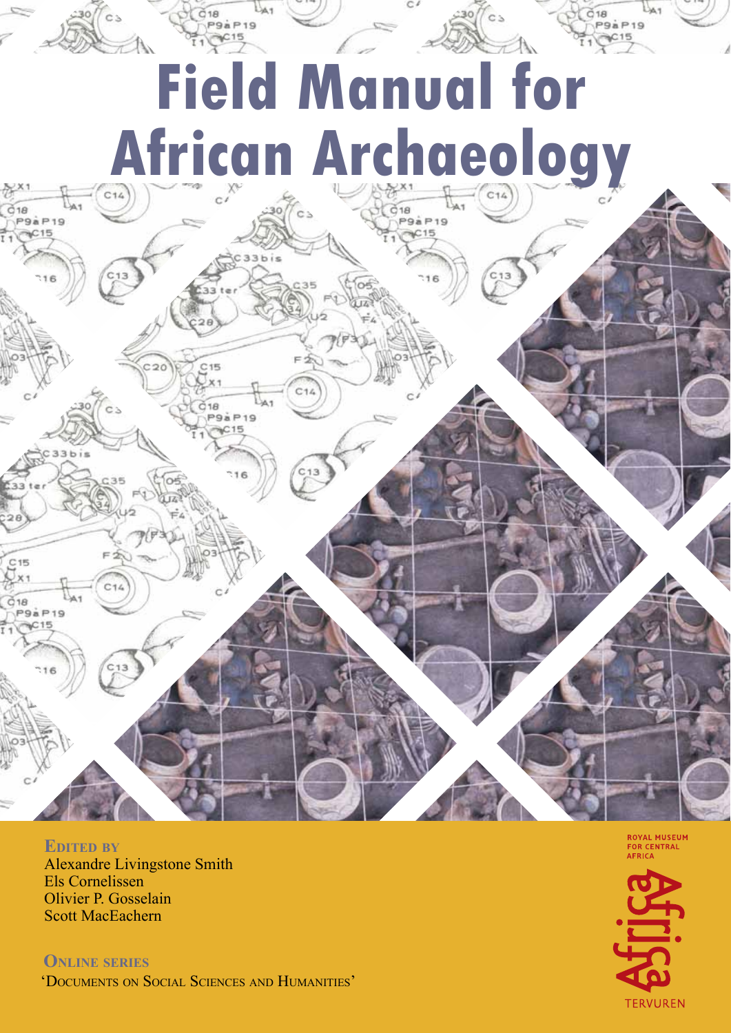# Field Manual for African Archaeology

**Edited by**

Alexandre Livingstone Smith
Els Cornelissen
Olivier P. Gosselain
Scott MacEachern

**Online series**

'Documents on Social Sciences and Humanities'

Royal Museum for Central Africa

Africa

Tervuren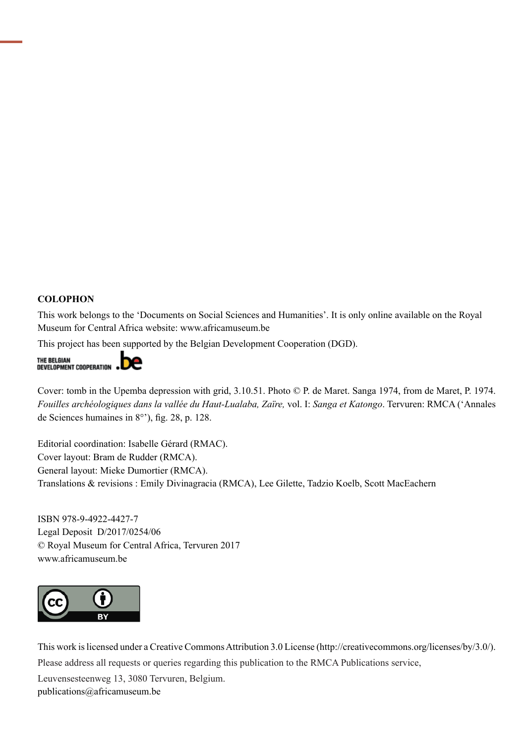**COLOPHON**

This work belongs to the 'Documents on Social Sciences and Humanities'. It is only online available on the Royal Museum for Central Africa website: www.africamuseum.be

This project has been supported by the Belgian Development Cooperation (DGD).

THE BELGIAN DEVELOPMENT COOPERATION .be

Cover: tomb in the Upemba depression with grid, 3.10.51. Photo © P. de Maret. Sanga 1974, from de Maret, P. 1974. *Fouilles archéologiques dans la vallée du Haut-Lualaba, Zaïre,* vol. I: *Sanga et Katongo*. Tervuren: RMCA ('Annales de Sciences humaines in 8°'), fig. 28, p. 128.

Editorial coordination: Isabelle Gérard (RMAC).
Cover layout: Bram de Rudder (RMCA).
General layout: Mieke Dumortier (RMCA).
Translations & revisions : Emily Divinagracia (RMCA), Lee Gilette, Tadzio Koelb, Scott MacEachern

ISBN 978-9-4922-4427-7
Legal Deposit D/2017/0254/06
© Royal Museum for Central Africa, Tervuren 2017
www.africamuseum.be

This work is licensed under a Creative Commons Attribution 3.0 License (http://creativecommons.org/licenses/by/3.0/).

Please address all requests or queries regarding this publication to the RMCA Publications service,

Leuvensesteenweg 13, 3080 Tervuren, Belgium.
publications@africamuseum.be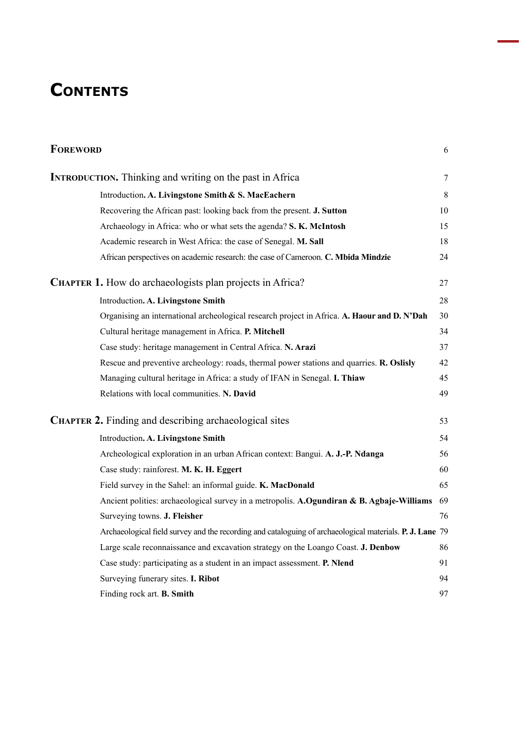# Contents

| | |
|---|---|
| **Foreword** | 6 |
| **Introduction.** Thinking and writing on the past in Africa | 7 |
| Introduction**. A. Livingstone Smith & S. MacEachern** | 8 |
| Recovering the African past: looking back from the present. **J. Sutton** | 10 |
| Archaeology in Africa: who or what sets the agenda? **S. K. McIntosh** | 15 |
| Academic research in West Africa: the case of Senegal. **M. Sall** | 18 |
| African perspectives on academic research: the case of Cameroon. **C. Mbida Mindzie** | 24 |
| **Chapter 1.** How do archaeologists plan projects in Africa? | 27 |
| Introduction**. A. Livingstone Smith** | 28 |
| Organising an international archeological research project in Africa. **A. Haour and D. N'Dah** | 30 |
| Cultural heritage management in Africa. **P. Mitchell** | 34 |
| Case study: heritage management in Central Africa. **N. Arazi** | 37 |
| Rescue and preventive archeology: roads, thermal power stations and quarries. **R. Oslisly** | 42 |
| Managing cultural heritage in Africa: a study of IFAN in Senegal. **I. Thiaw** | 45 |
| Relations with local communities. **N. David** | 49 |
| **Chapter 2.** Finding and describing archaeological sites | 53 |
| Introduction**. A. Livingstone Smith** | 54 |
| Archeological exploration in an urban African context: Bangui. **A. J.-P. Ndanga** | 56 |
| Case study: rainforest. **M. K. H. Eggert** | 60 |
| Field survey in the Sahel: an informal guide. **K. MacDonald** | 65 |
| Ancient polities: archaeological survey in a metropolis. **A.Ogundiran & B. Agbaje-Williams** | 69 |
| Surveying towns. **J. Fleisher** | 76 |
| Archaeological field survey and the recording and cataloguing of archaeological materials. **P. J. Lane** | 79 |
| Large scale reconnaissance and excavation strategy on the Loango Coast. **J. Denbow** | 86 |
| Case study: participating as a student in an impact assessment. **P. Nlend** | 91 |
| Surveying funerary sites. **I. Ribot** | 94 |
| Finding rock art. **B. Smith** | 97 |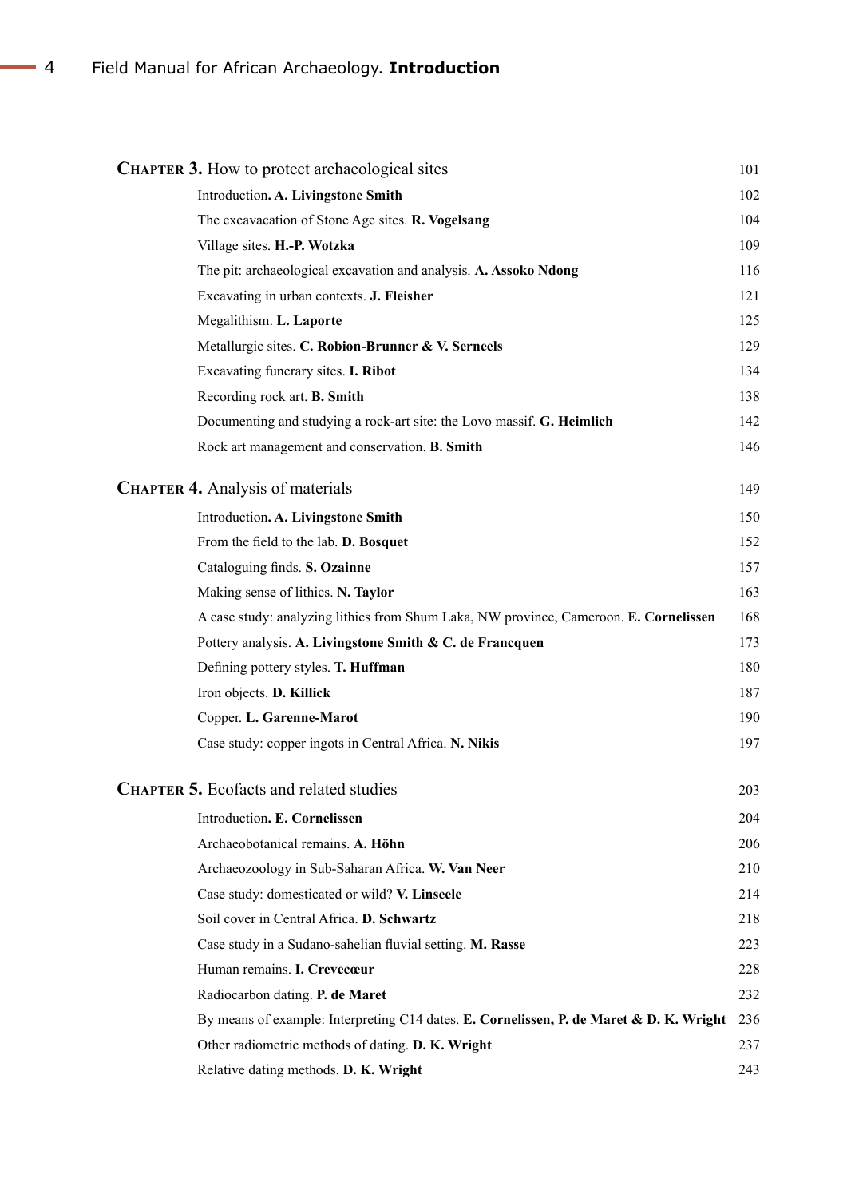**Chapter 3.** How to protect archaeological sites 101

- Introduction. **A. Livingstone Smith** 102
- The excavacation of Stone Age sites. **R. Vogelsang** 104
- Village sites. **H.-P. Wotzka** 109
- The pit: archaeological excavation and analysis. **A. Assoko Ndong** 116
- Excavating in urban contexts. **J. Fleisher** 121
- Megalithism. **L. Laporte** 125
- Metallurgic sites. **C. Robion-Brunner & V. Serneels** 129
- Excavating funerary sites. **I. Ribot** 134
- Recording rock art. **B. Smith** 138
- Documenting and studying a rock-art site: the Lovo massif. **G. Heimlich** 142
- Rock art management and conservation. **B. Smith** 146

**Chapter 4.** Analysis of materials 149

- Introduction. **A. Livingstone Smith** 150
- From the field to the lab. **D. Bosquet** 152
- Cataloguing finds. **S. Ozainne** 157
- Making sense of lithics. **N. Taylor** 163
- A case study: analyzing lithics from Shum Laka, NW province, Cameroon. **E. Cornelissen** 168
- Pottery analysis. **A. Livingstone Smith & C. de Francquen** 173
- Defining pottery styles. **T. Huffman** 180
- Iron objects. **D. Killick** 187
- Copper. **L. Garenne-Marot** 190
- Case study: copper ingots in Central Africa. **N. Nikis** 197

**Chapter 5.** Ecofacts and related studies 203

- Introduction. **E. Cornelissen** 204
- Archaeobotanical remains. **A. Höhn** 206
- Archaeozoology in Sub-Saharan Africa. **W. Van Neer** 210
- Case study: domesticated or wild? **V. Linseele** 214
- Soil cover in Central Africa. **D. Schwartz** 218
- Case study in a Sudano-sahelian fluvial setting. **M. Rasse** 223
- Human remains. **I. Crevecœur** 228
- Radiocarbon dating. **P. de Maret** 232
- By means of example: Interpreting C14 dates. **E. Cornelissen, P. de Maret & D. K. Wright** 236
- Other radiometric methods of dating. **D. K. Wright** 237
- Relative dating methods. **D. K. Wright** 243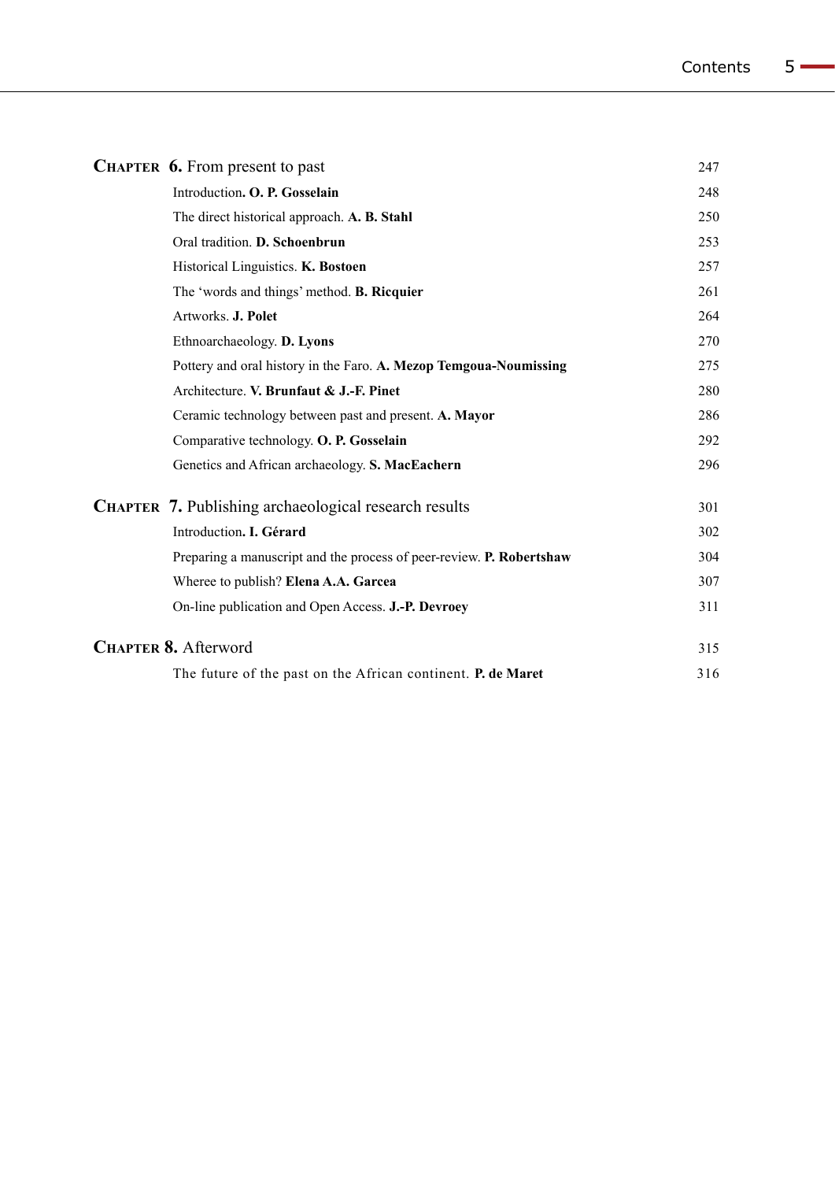| | |
|---|---|
| **CHAPTER 6.** From present to past | 247 |
| Introduction**. O. P. Gosselain** | 248 |
| The direct historical approach. **A. B. Stahl** | 250 |
| Oral tradition. **D. Schoenbrun** | 253 |
| Historical Linguistics. **K. Bostoen** | 257 |
| The 'words and things' method. **B. Ricquier** | 261 |
| Artworks. **J. Polet** | 264 |
| Ethnoarchaeology. **D. Lyons** | 270 |
| Pottery and oral history in the Faro. **A. Mezop Temgoua-Noumissing** | 275 |
| Architecture. **V. Brunfaut & J.-F. Pinet** | 280 |
| Ceramic technology between past and present. **A. Mayor** | 286 |
| Comparative technology. **O. P. Gosselain** | 292 |
| Genetics and African archaeology. **S. MacEachern** | 296 |
| **CHAPTER 7.** Publishing archaeological research results | 301 |
| Introduction**. I. Gérard** | 302 |
| Preparing a manuscript and the process of peer-review. **P. Robertshaw** | 304 |
| Wheree to publish? **Elena A.A. Garcea** | 307 |
| On-line publication and Open Access. **J.-P. Devroey** | 311 |
| **CHAPTER 8.** Afterword | 315 |
| The future of the past on the African continent. **P. de Maret** | 316 |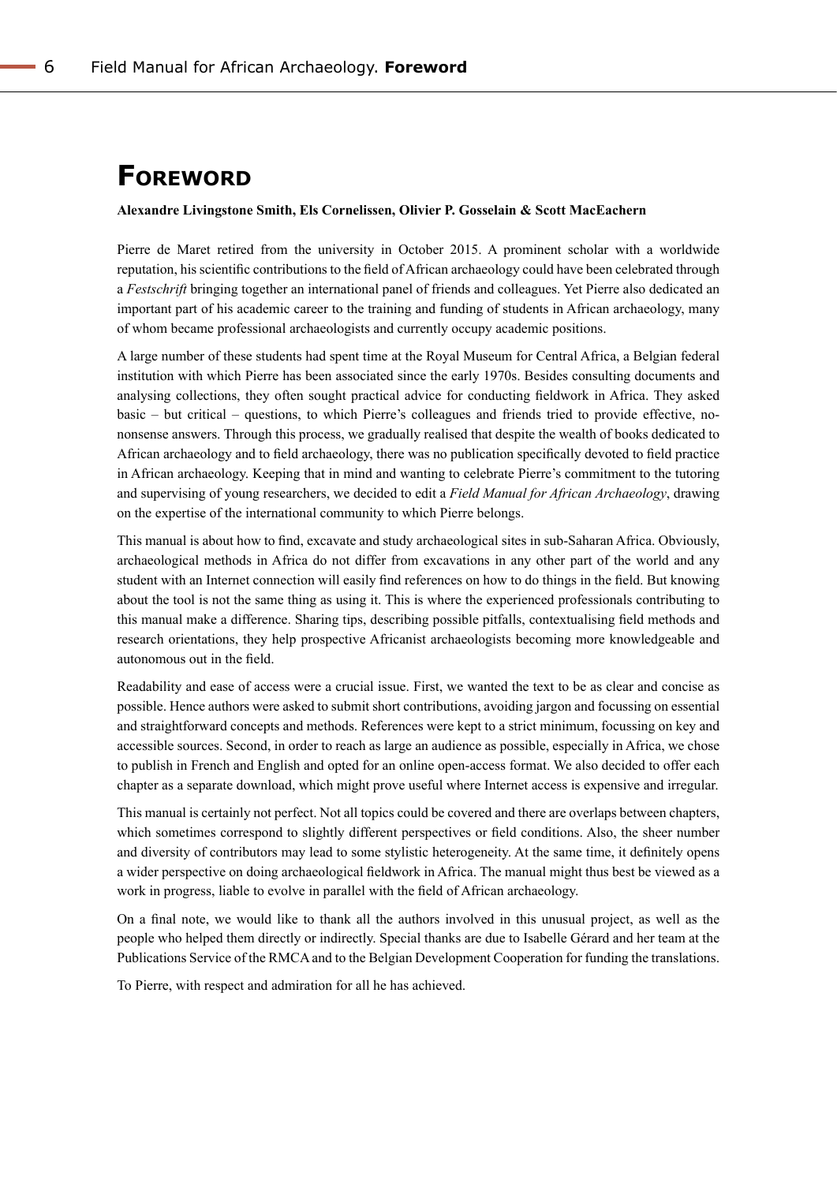# Foreword

**Alexandre Livingstone Smith, Els Cornelissen, Olivier P. Gosselain & Scott MacEachern**

Pierre de Maret retired from the university in October 2015. A prominent scholar with a worldwide reputation, his scientific contributions to the field of African archaeology could have been celebrated through a *Festschrift* bringing together an international panel of friends and colleagues. Yet Pierre also dedicated an important part of his academic career to the training and funding of students in African archaeology, many of whom became professional archaeologists and currently occupy academic positions.

A large number of these students had spent time at the Royal Museum for Central Africa, a Belgian federal institution with which Pierre has been associated since the early 1970s. Besides consulting documents and analysing collections, they often sought practical advice for conducting fieldwork in Africa. They asked basic – but critical – questions, to which Pierre's colleagues and friends tried to provide effective, no-nonsense answers. Through this process, we gradually realised that despite the wealth of books dedicated to African archaeology and to field archaeology, there was no publication specifically devoted to field practice in African archaeology. Keeping that in mind and wanting to celebrate Pierre's commitment to the tutoring and supervising of young researchers, we decided to edit a *Field Manual for African Archaeology*, drawing on the expertise of the international community to which Pierre belongs.

This manual is about how to find, excavate and study archaeological sites in sub-Saharan Africa. Obviously, archaeological methods in Africa do not differ from excavations in any other part of the world and any student with an Internet connection will easily find references on how to do things in the field. But knowing about the tool is not the same thing as using it. This is where the experienced professionals contributing to this manual make a difference. Sharing tips, describing possible pitfalls, contextualising field methods and research orientations, they help prospective Africanist archaeologists becoming more knowledgeable and autonomous out in the field.

Readability and ease of access were a crucial issue. First, we wanted the text to be as clear and concise as possible. Hence authors were asked to submit short contributions, avoiding jargon and focussing on essential and straightforward concepts and methods. References were kept to a strict minimum, focussing on key and accessible sources. Second, in order to reach as large an audience as possible, especially in Africa, we chose to publish in French and English and opted for an online open-access format. We also decided to offer each chapter as a separate download, which might prove useful where Internet access is expensive and irregular.

This manual is certainly not perfect. Not all topics could be covered and there are overlaps between chapters, which sometimes correspond to slightly different perspectives or field conditions. Also, the sheer number and diversity of contributors may lead to some stylistic heterogeneity. At the same time, it definitely opens a wider perspective on doing archaeological fieldwork in Africa. The manual might thus best be viewed as a work in progress, liable to evolve in parallel with the field of African archaeology.

On a final note, we would like to thank all the authors involved in this unusual project, as well as the people who helped them directly or indirectly. Special thanks are due to Isabelle Gérard and her team at the Publications Service of the RMCA and to the Belgian Development Cooperation for funding the translations.

To Pierre, with respect and admiration for all he has achieved.